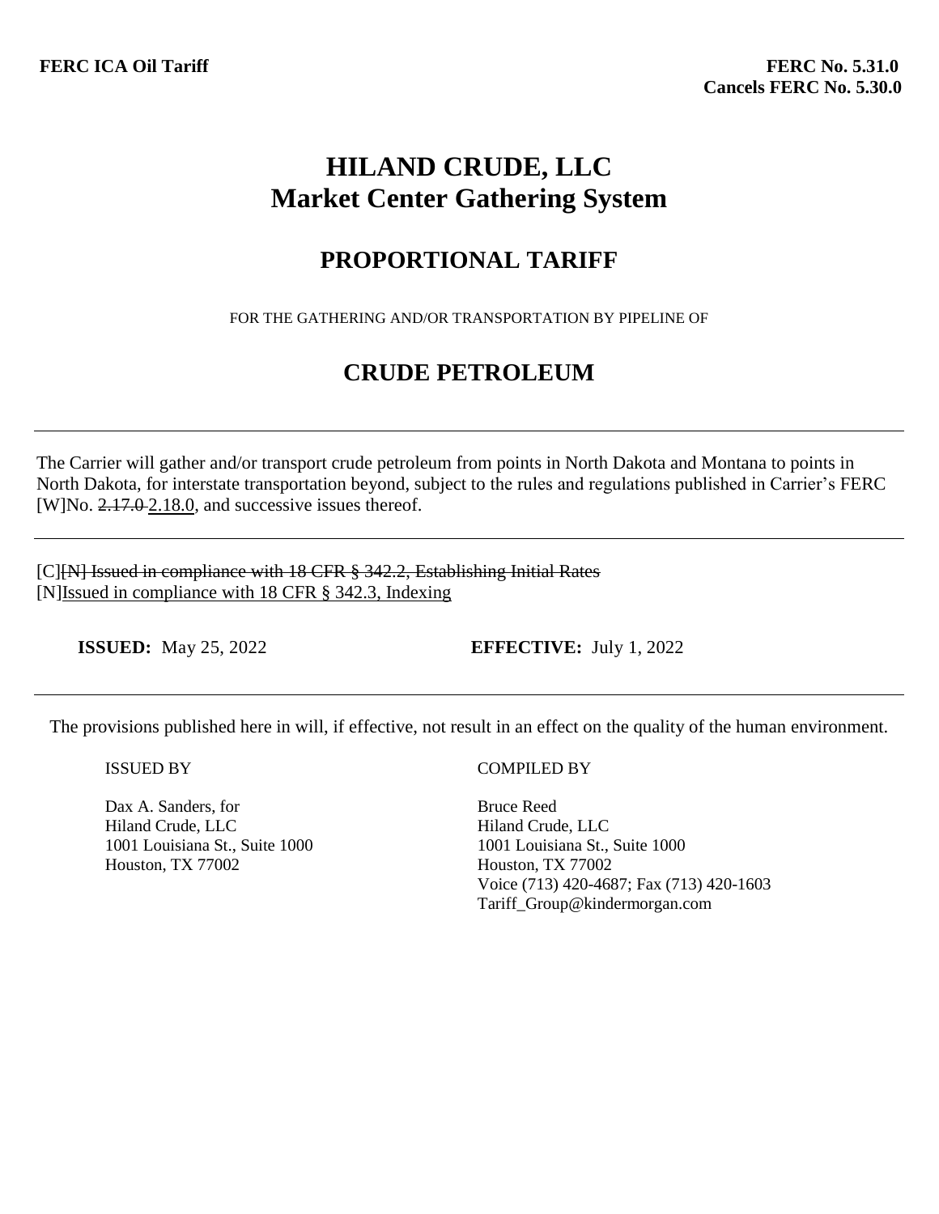**FERC ICA Oil Tariff**

**FERC No. 5.31.0**
**Cancels FERC No. 5.30.0**

# HILAND CRUDE, LLC
# Market Center Gathering System

## PROPORTIONAL TARIFF

FOR THE GATHERING AND/OR TRANSPORTATION BY PIPELINE OF

## CRUDE PETROLEUM

---

The Carrier will gather and/or transport crude petroleum from points in North Dakota and Montana to points in North Dakota, for interstate transportation beyond, subject to the rules and regulations published in Carrier's FERC [W]No. ~~2.17.0~~ <u>2.18.0</u>, and successive issues thereof.

---

[C]~~[N] Issued in compliance with 18 CFR § 342.2, Establishing Initial Rates~~
[N]<u>Issued in compliance with 18 CFR § 342.3, Indexing</u>

**ISSUED:** May 25, 2022 **EFFECTIVE:** July 1, 2022

---

The provisions published here in will, if effective, not result in an effect on the quality of the human environment.

ISSUED BY

Dax A. Sanders, for
Hiland Crude, LLC
1001 Louisiana St., Suite 1000
Houston, TX 77002

COMPILED BY

Bruce Reed
Hiland Crude, LLC
1001 Louisiana St., Suite 1000
Houston, TX 77002
Voice (713) 420-4687; Fax (713) 420-1603
Tariff_Group@kindermorgan.com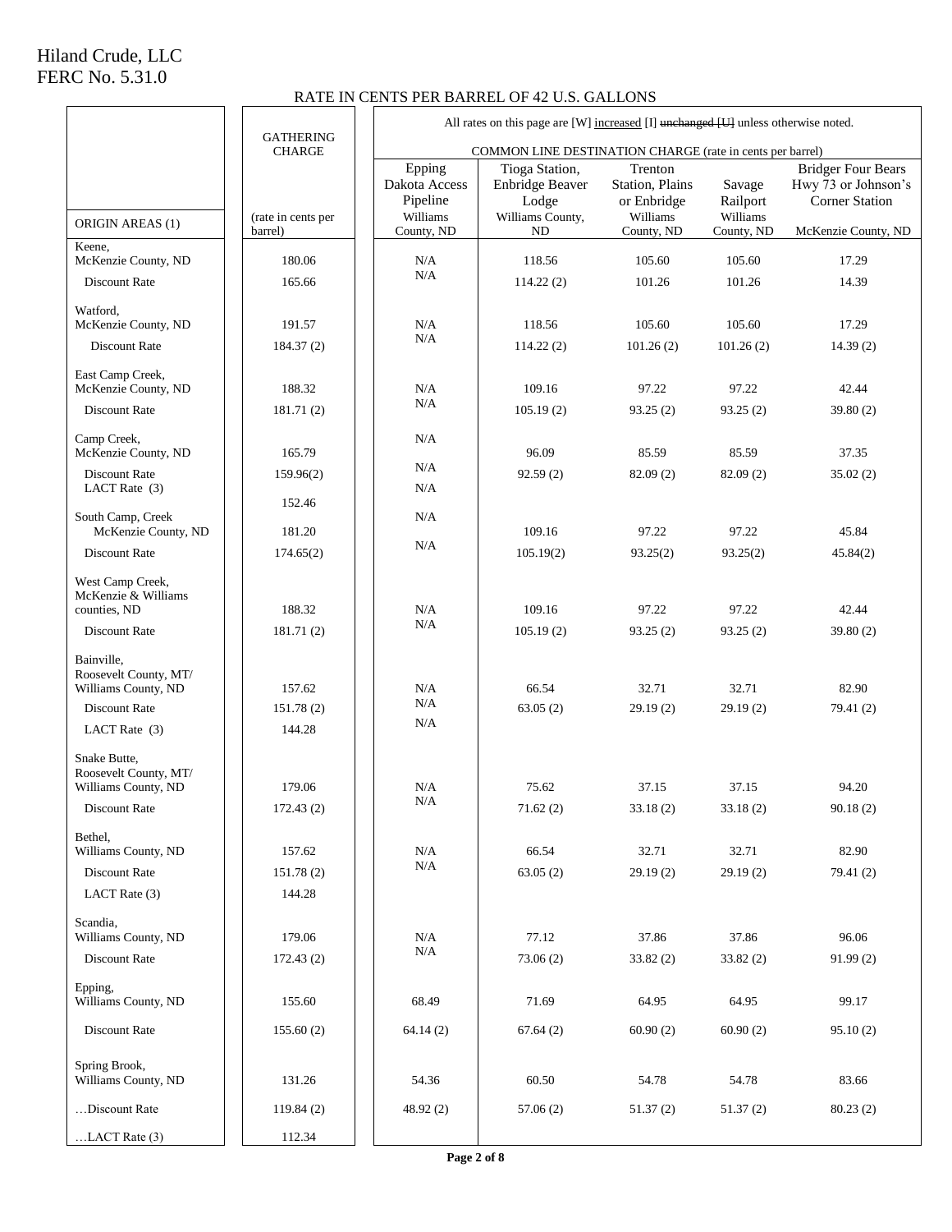Hiland Crude, LLC
FERC No. 5.31.0

RATE IN CENTS PER BARREL OF 42 U.S. GALLONS

All rates on this page are [W] increased [I] ~~unchanged [U]~~ unless otherwise noted.

| ORIGIN AREAS (1) | GATHERING CHARGE (rate in cents per barrel) | COMMON LINE DESTINATION CHARGE (rate in cents per barrel) | | | | |
|---|---|---|---|---|---|---|
| | | Epping Dakota Access Pipeline Williams County, ND | Tioga Station, Enbridge Beaver Lodge Williams County, ND | Trenton Station, Plains or Enbridge Williams County, ND | Savage Railport Williams County, ND | Bridger Four Bears Hwy 73 or Johnson's Corner Station McKenzie County, ND |
| Keene, McKenzie County, ND | 180.06 | N/A | 118.56 | 105.60 | 105.60 | 17.29 |
| Discount Rate | 165.66 | N/A | 114.22 (2) | 101.26 | 101.26 | 14.39 |
| Watford, McKenzie County, ND | 191.57 | N/A | 118.56 | 105.60 | 105.60 | 17.29 |
| Discount Rate | 184.37 (2) | N/A | 114.22 (2) | 101.26 (2) | 101.26 (2) | 14.39 (2) |
| East Camp Creek, McKenzie County, ND | 188.32 | N/A | 109.16 | 97.22 | 97.22 | 42.44 |
| Discount Rate | 181.71 (2) | N/A | 105.19 (2) | 93.25 (2) | 93.25 (2) | 39.80 (2) |
| Camp Creek, McKenzie County, ND | 165.79 | N/A | 96.09 | 85.59 | 85.59 | 37.35 |
| Discount Rate | 159.96(2) | N/A | 92.59 (2) | 82.09 (2) | 82.09 (2) | 35.02 (2) |
| LACT Rate (3) | 152.46 | N/A | | | | |
| South Camp, Creek McKenzie County, ND | 181.20 | N/A | 109.16 | 97.22 | 97.22 | 45.84 |
| Discount Rate | 174.65(2) | N/A | 105.19(2) | 93.25(2) | 93.25(2) | 45.84(2) |
| West Camp Creek, McKenzie & Williams counties, ND | 188.32 | N/A | 109.16 | 97.22 | 97.22 | 42.44 |
| Discount Rate | 181.71 (2) | N/A | 105.19 (2) | 93.25 (2) | 93.25 (2) | 39.80 (2) |
| Bainville, Roosevelt County, MT/ Williams County, ND | 157.62 | N/A | 66.54 | 32.71 | 32.71 | 82.90 |
| Discount Rate | 151.78 (2) | N/A | 63.05 (2) | 29.19 (2) | 29.19 (2) | 79.41 (2) |
| LACT Rate (3) | 144.28 | N/A | | | | |
| Snake Butte, Roosevelt County, MT/ Williams County, ND | 179.06 | N/A | 75.62 | 37.15 | 37.15 | 94.20 |
| Discount Rate | 172.43 (2) | N/A | 71.62 (2) | 33.18 (2) | 33.18 (2) | 90.18 (2) |
| Bethel, Williams County, ND | 157.62 | N/A | 66.54 | 32.71 | 32.71 | 82.90 |
| Discount Rate | 151.78 (2) | N/A | 63.05 (2) | 29.19 (2) | 29.19 (2) | 79.41 (2) |
| LACT Rate (3) | 144.28 | | | | | |
| Scandia, Williams County, ND | 179.06 | N/A | 77.12 | 37.86 | 37.86 | 96.06 |
| Discount Rate | 172.43 (2) | N/A | 73.06 (2) | 33.82 (2) | 33.82 (2) | 91.99 (2) |
| Epping, Williams County, ND | 155.60 | 68.49 | 71.69 | 64.95 | 64.95 | 99.17 |
| Discount Rate | 155.60 (2) | 64.14 (2) | 67.64 (2) | 60.90 (2) | 60.90 (2) | 95.10 (2) |
| Spring Brook, Williams County, ND | 131.26 | 54.36 | 60.50 | 54.78 | 54.78 | 83.66 |
| …Discount Rate | 119.84 (2) | 48.92 (2) | 57.06 (2) | 51.37 (2) | 51.37 (2) | 80.23 (2) |
| …LACT Rate (3) | 112.34 | | | | | |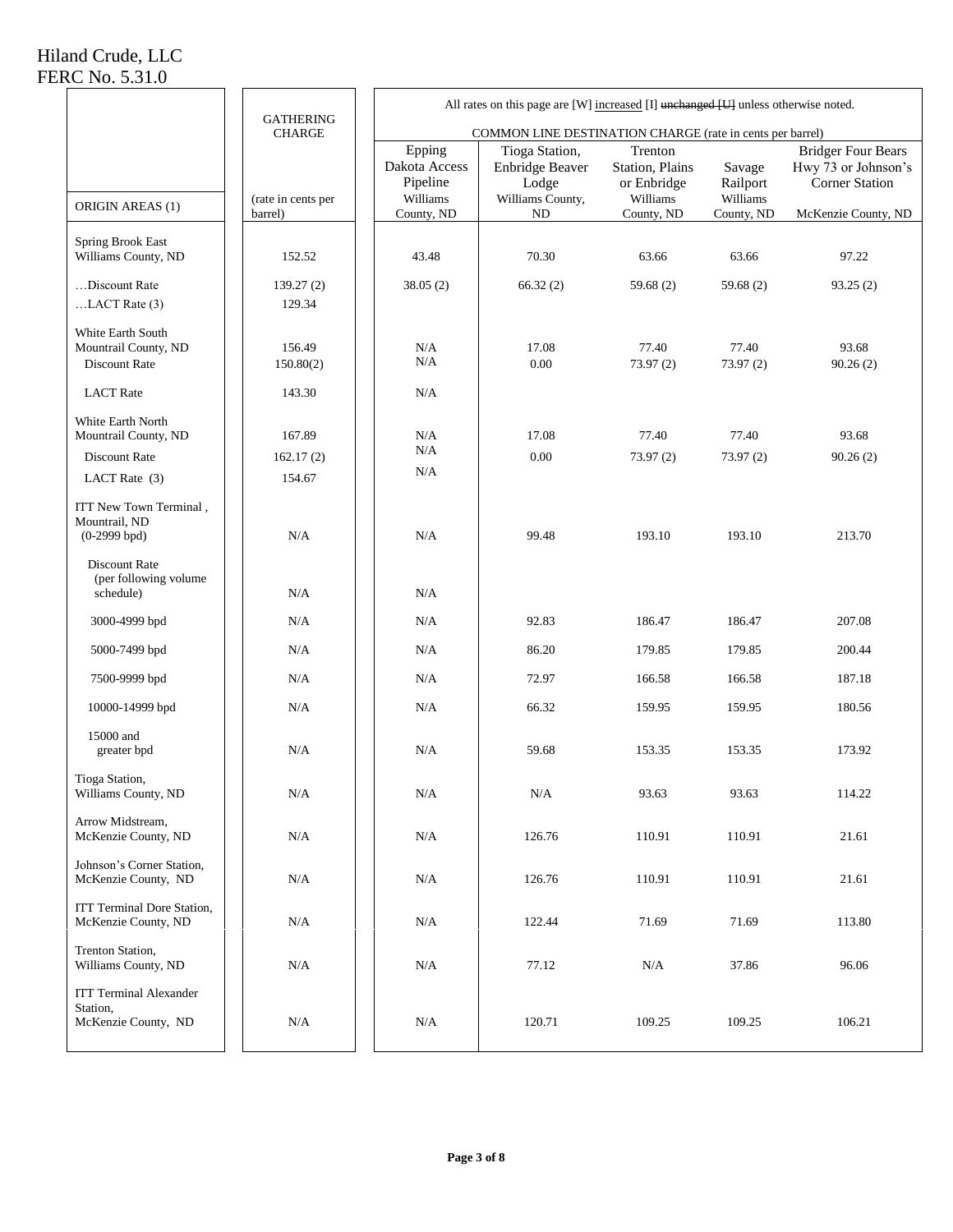Hiland Crude, LLC
FERC No. 5.31.0

All rates on this page are [W] increased [I] ~~unchanged [U]~~ unless otherwise noted.

| ORIGIN AREAS (1) | GATHERING CHARGE (rate in cents per barrel) | COMMON LINE DESTINATION CHARGE (rate in cents per barrel) | | | | |
|---|---|---|---|---|---|---|
| | | Epping Dakota Access Pipeline Williams County, ND | Tioga Station, Enbridge Beaver Lodge Williams County, ND | Trenton Station, Plains or Enbridge Williams County, ND | Savage Railport Williams County, ND | Bridger Four Bears Hwy 73 or Johnson's Corner Station McKenzie County, ND |
| Spring Brook East Williams County, ND | 152.52 | 43.48 | 70.30 | 63.66 | 63.66 | 97.22 |
| …Discount Rate | 139.27 (2) | 38.05 (2) | 66.32 (2) | 59.68 (2) | 59.68 (2) | 93.25 (2) |
| …LACT Rate (3) | 129.34 | | | | | |
| White Earth South Mountrail County, ND | 156.49 | N/A | 17.08 | 77.40 | 77.40 | 93.68 |
| Discount Rate | 150.80(2) | N/A | 0.00 | 73.97 (2) | 73.97 (2) | 90.26 (2) |
| LACT Rate | 143.30 | N/A | | | | |
| White Earth North Mountrail County, ND | 167.89 | N/A | 17.08 | 77.40 | 77.40 | 93.68 |
| Discount Rate | 162.17 (2) | N/A | 0.00 | 73.97 (2) | 73.97 (2) | 90.26 (2) |
| LACT Rate (3) | 154.67 | N/A | | | | |
| ITT New Town Terminal, Mountrail, ND (0-2999 bpd) | N/A | N/A | 99.48 | 193.10 | 193.10 | 213.70 |
| Discount Rate (per following volume schedule) | N/A | N/A | | | | |
| 3000-4999 bpd | N/A | N/A | 92.83 | 186.47 | 186.47 | 207.08 |
| 5000-7499 bpd | N/A | N/A | 86.20 | 179.85 | 179.85 | 200.44 |
| 7500-9999 bpd | N/A | N/A | 72.97 | 166.58 | 166.58 | 187.18 |
| 10000-14999 bpd | N/A | N/A | 66.32 | 159.95 | 159.95 | 180.56 |
| 15000 and greater bpd | N/A | N/A | 59.68 | 153.35 | 153.35 | 173.92 |
| Tioga Station, Williams County, ND | N/A | N/A | N/A | 93.63 | 93.63 | 114.22 |
| Arrow Midstream, McKenzie County, ND | N/A | N/A | 126.76 | 110.91 | 110.91 | 21.61 |
| Johnson's Corner Station, McKenzie County, ND | N/A | N/A | 126.76 | 110.91 | 110.91 | 21.61 |
| ITT Terminal Dore Station, McKenzie County, ND | N/A | N/A | 122.44 | 71.69 | 71.69 | 113.80 |
| Trenton Station, Williams County, ND | N/A | N/A | 77.12 | N/A | 37.86 | 96.06 |
| ITT Terminal Alexander Station, McKenzie County, ND | N/A | N/A | 120.71 | 109.25 | 109.25 | 106.21 |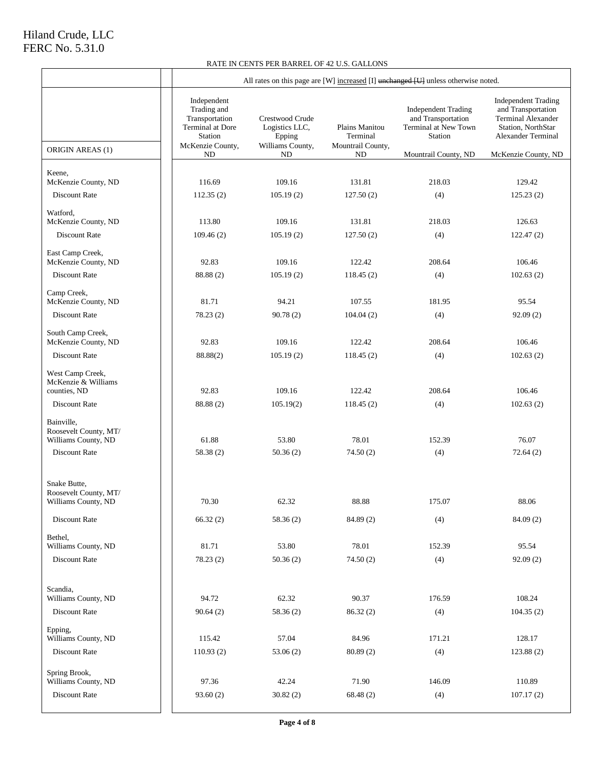Hiland Crude, LLC
FERC No. 5.31.0

RATE IN CENTS PER BARREL OF 42 U.S. GALLONS

| | All rates on this page are [W] increased [I] ~~unchanged [U]~~ unless otherwise noted. | | | | |
|---|---|---|---|---|---|
| ORIGIN AREAS (1) | Independent Trading and Transportation Terminal at Dore Station McKenzie County, ND | Crestwood Crude Logistics LLC, Epping Williams County, ND | Plains Manitou Terminal Mountrail County, ND | Independent Trading and Transportation Terminal at New Town Station Mountrail County, ND | Independent Trading and Transportation Terminal Alexander Station, NorthStar Alexander Terminal McKenzie County, ND |
| Keene, McKenzie County, ND | 116.69 | 109.16 | 131.81 | 218.03 | 129.42 |
| Discount Rate | 112.35 (2) | 105.19 (2) | 127.50 (2) | (4) | 125.23 (2) |
| Watford, McKenzie County, ND | 113.80 | 109.16 | 131.81 | 218.03 | 126.63 |
| Discount Rate | 109.46 (2) | 105.19 (2) | 127.50 (2) | (4) | 122.47 (2) |
| East Camp Creek, McKenzie County, ND | 92.83 | 109.16 | 122.42 | 208.64 | 106.46 |
| Discount Rate | 88.88 (2) | 105.19 (2) | 118.45 (2) | (4) | 102.63 (2) |
| Camp Creek, McKenzie County, ND | 81.71 | 94.21 | 107.55 | 181.95 | 95.54 |
| Discount Rate | 78.23 (2) | 90.78 (2) | 104.04 (2) | (4) | 92.09 (2) |
| South Camp Creek, McKenzie County, ND | 92.83 | 109.16 | 122.42 | 208.64 | 106.46 |
| Discount Rate | 88.88(2) | 105.19 (2) | 118.45 (2) | (4) | 102.63 (2) |
| West Camp Creek, McKenzie & Williams counties, ND | 92.83 | 109.16 | 122.42 | 208.64 | 106.46 |
| Discount Rate | 88.88 (2) | 105.19(2) | 118.45 (2) | (4) | 102.63 (2) |
| Bainville, Roosevelt County, MT/ Williams County, ND | 61.88 | 53.80 | 78.01 | 152.39 | 76.07 |
| Discount Rate | 58.38 (2) | 50.36 (2) | 74.50 (2) | (4) | 72.64 (2) |
| Snake Butte, Roosevelt County, MT/ Williams County, ND | 70.30 | 62.32 | 88.88 | 175.07 | 88.06 |
| Discount Rate | 66.32 (2) | 58.36 (2) | 84.89 (2) | (4) | 84.09 (2) |
| Bethel, Williams County, ND | 81.71 | 53.80 | 78.01 | 152.39 | 95.54 |
| Discount Rate | 78.23 (2) | 50.36 (2) | 74.50 (2) | (4) | 92.09 (2) |
| Scandia, Williams County, ND | 94.72 | 62.32 | 90.37 | 176.59 | 108.24 |
| Discount Rate | 90.64 (2) | 58.36 (2) | 86.32 (2) | (4) | 104.35 (2) |
| Epping, Williams County, ND | 115.42 | 57.04 | 84.96 | 171.21 | 128.17 |
| Discount Rate | 110.93 (2) | 53.06 (2) | 80.89 (2) | (4) | 123.88 (2) |
| Spring Brook, Williams County, ND | 97.36 | 42.24 | 71.90 | 146.09 | 110.89 |
| Discount Rate | 93.60 (2) | 30.82 (2) | 68.48 (2) | (4) | 107.17 (2) |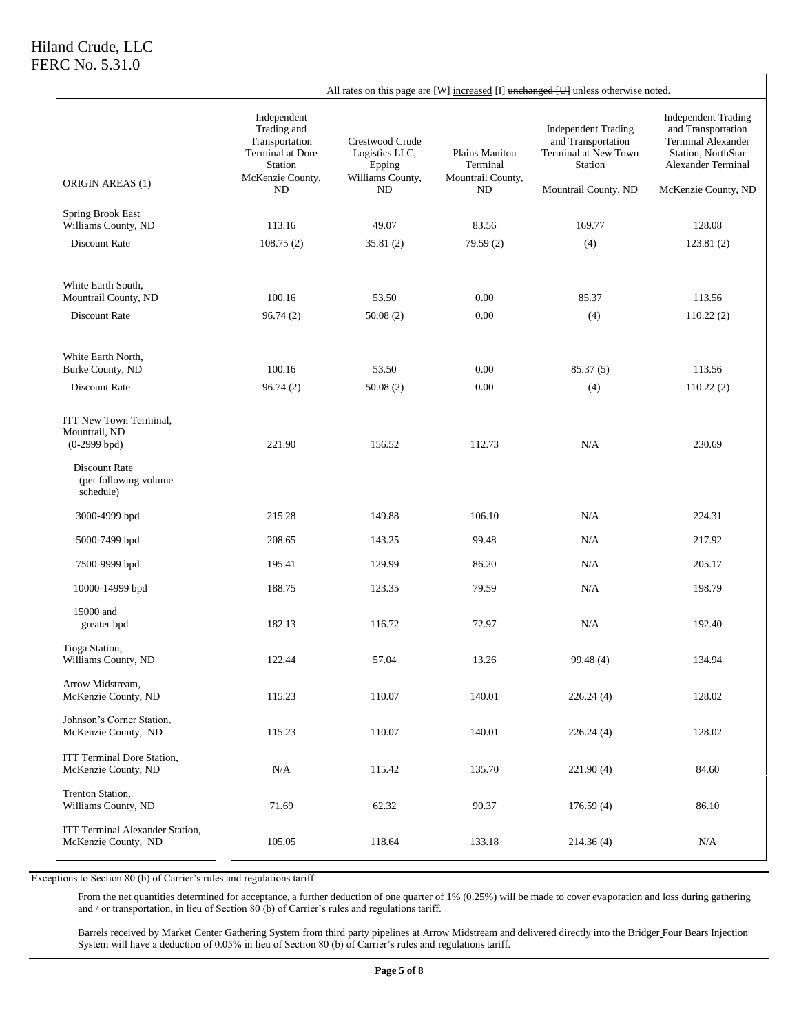Hiland Crude, LLC
FERC No. 5.31.0

| | All rates on this page are [W] increased [I] ~~unchanged [U]~~ unless otherwise noted. | | | | |
|---|---|---|---|---|---|
| ORIGIN AREAS (1) | Independent Trading and Transportation Terminal at Dore Station McKenzie County, ND | Crestwood Crude Logistics LLC, Epping Williams County, ND | Plains Manitou Terminal Mountrail County, ND | Independent Trading and Transportation Terminal at New Town Station Mountrail County, ND | Independent Trading and Transportation Terminal Alexander Station, NorthStar Alexander Terminal McKenzie County, ND |
| Spring Brook East Williams County, ND | 113.16 | 49.07 | 83.56 | 169.77 | 128.08 |
| Discount Rate | 108.75 (2) | 35.81 (2) | 79.59 (2) | (4) | 123.81 (2) |
| White Earth South, Mountrail County, ND | 100.16 | 53.50 | 0.00 | 85.37 | 113.56 |
| Discount Rate | 96.74 (2) | 50.08 (2) | 0.00 | (4) | 110.22 (2) |
| White Earth North, Burke County, ND | 100.16 | 53.50 | 0.00 | 85.37 (5) | 113.56 |
| Discount Rate | 96.74 (2) | 50.08 (2) | 0.00 | (4) | 110.22 (2) |
| ITT New Town Terminal, Mountrail, ND (0-2999 bpd) | 221.90 | 156.52 | 112.73 | N/A | 230.69 |
| Discount Rate (per following volume schedule) | | | | | |
| 3000-4999 bpd | 215.28 | 149.88 | 106.10 | N/A | 224.31 |
| 5000-7499 bpd | 208.65 | 143.25 | 99.48 | N/A | 217.92 |
| 7500-9999 bpd | 195.41 | 129.99 | 86.20 | N/A | 205.17 |
| 10000-14999 bpd | 188.75 | 123.35 | 79.59 | N/A | 198.79 |
| 15000 and greater bpd | 182.13 | 116.72 | 72.97 | N/A | 192.40 |
| Tioga Station, Williams County, ND | 122.44 | 57.04 | 13.26 | 99.48 (4) | 134.94 |
| Arrow Midstream, McKenzie County, ND | 115.23 | 110.07 | 140.01 | 226.24 (4) | 128.02 |
| Johnson's Corner Station, McKenzie County, ND | 115.23 | 110.07 | 140.01 | 226.24 (4) | 128.02 |
| ITT Terminal Dore Station, McKenzie County, ND | N/A | 115.42 | 135.70 | 221.90 (4) | 84.60 |
| Trenton Station, Williams County, ND | 71.69 | 62.32 | 90.37 | 176.59 (4) | 86.10 |
| ITT Terminal Alexander Station, McKenzie County, ND | 105.05 | 118.64 | 133.18 | 214.36 (4) | N/A |

Exceptions to Section 80 (b) of Carrier's rules and regulations tariff:

From the net quantities determined for acceptance, a further deduction of one quarter of 1% (0.25%) will be made to cover evaporation and loss during gathering and / or transportation, in lieu of Section 80 (b) of Carrier's rules and regulations tariff.

Barrels received by Market Center Gathering System from third party pipelines at Arrow Midstream and delivered directly into the Bridger Four Bears Injection System will have a deduction of 0.05% in lieu of Section 80 (b) of Carrier's rules and regulations tariff.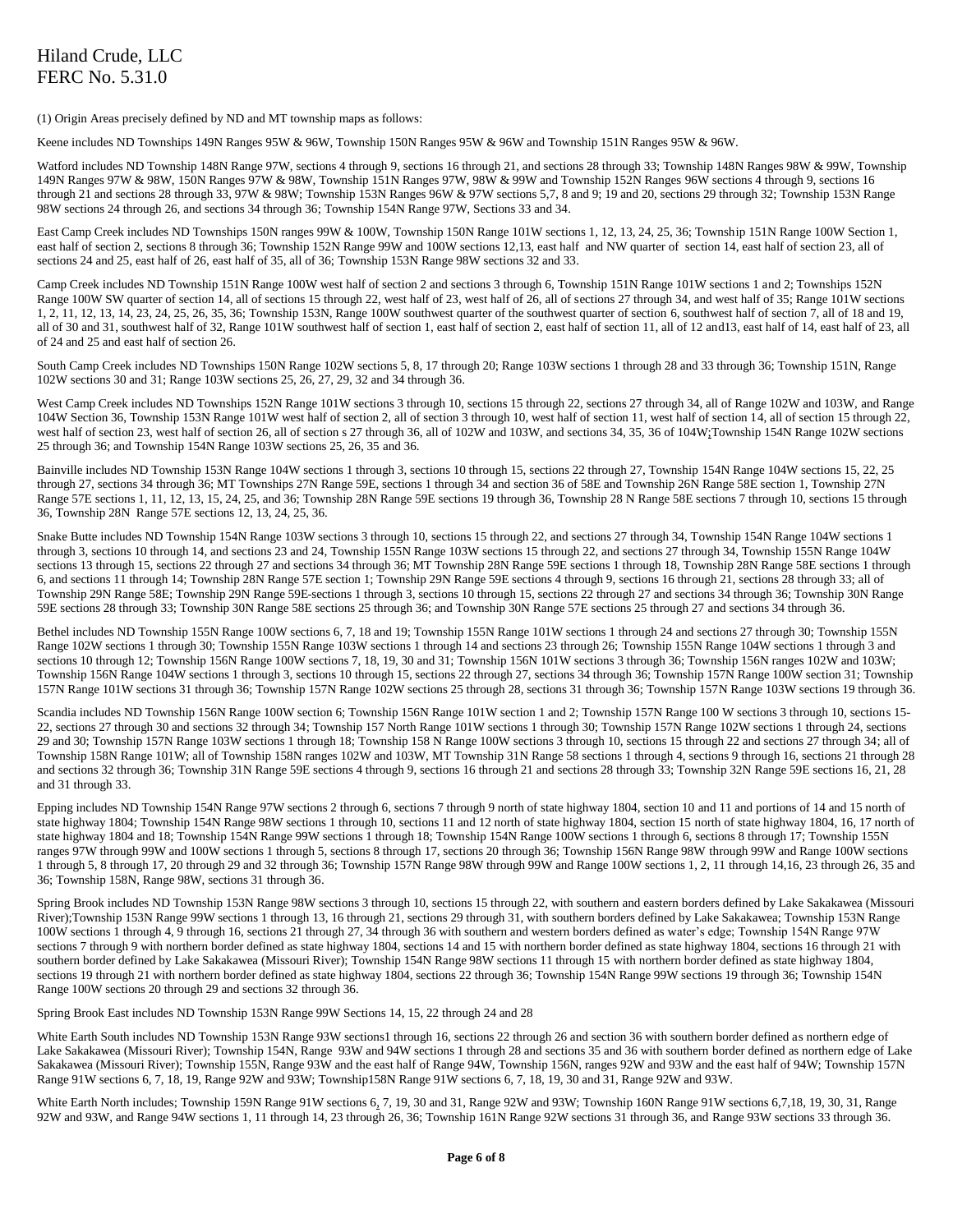Hiland Crude, LLC
FERC No. 5.31.0

(1) Origin Areas precisely defined by ND and MT township maps as follows:

Keene includes ND Townships 149N Ranges 95W & 96W, Township 150N Ranges 95W & 96W and Township 151N Ranges 95W & 96W.

Watford includes ND Township 148N Range 97W, sections 4 through 9, sections 16 through 21, and sections 28 through 33; Township 148N Ranges 98W & 99W, Township 149N Ranges 97W & 98W, 150N Ranges 97W & 98W, Township 151N Ranges 97W, 98W & 99W and Township 152N Ranges 96W sections 4 through 9, sections 16 through 21 and sections 28 through 33, 97W & 98W; Township 153N Ranges 96W & 97W sections 5,7, 8 and 9; 19 and 20, sections 29 through 32; Township 153N Range 98W sections 24 through 26, and sections 34 through 36; Township 154N Range 97W, Sections 33 and 34.

East Camp Creek includes ND Townships 150N ranges 99W & 100W, Township 150N Range 101W sections 1, 12, 13, 24, 25, 36; Township 151N Range 100W Section 1, east half of section 2, sections 8 through 36; Township 152N Range 99W and 100W sections 12,13, east half and NW quarter of section 14, east half of section 23, all of sections 24 and 25, east half of 26, east half of 35, all of 36; Township 153N Range 98W sections 32 and 33.

Camp Creek includes ND Township 151N Range 100W west half of section 2 and sections 3 through 6, Township 151N Range 101W sections 1 and 2; Townships 152N Range 100W SW quarter of section 14, all of sections 15 through 22, west half of 23, west half of 26, all of sections 27 through 34, and west half of 35; Range 101W sections 1, 2, 11, 12, 13, 14, 23, 24, 25, 26, 35, 36; Township 153N, Range 100W southwest quarter of the southwest quarter of section 6, southwest half of section 7, all of 18 and 19, all of 30 and 31, southwest half of 32, Range 101W southwest half of section 1, east half of section 2, east half of section 11, all of 12 and13, east half of 14, east half of 23, all of 24 and 25 and east half of section 26.

South Camp Creek includes ND Townships 150N Range 102W sections 5, 8, 17 through 20; Range 103W sections 1 through 28 and 33 through 36; Township 151N, Range 102W sections 30 and 31; Range 103W sections 25, 26, 27, 29, 32 and 34 through 36.

West Camp Creek includes ND Townships 152N Range 101W sections 3 through 10, sections 15 through 22, sections 27 through 34, all of Range 102W and 103W, and Range 104W Section 36, Township 153N Range 101W west half of section 2, all of section 3 through 10, west half of section 11, west half of section 14, all of section 15 through 22, west half of section 23, west half of section 26, all of section s 27 through 36, all of 102W and 103W, and sections 34, 35, 36 of 104W;Township 154N Range 102W sections 25 through 36; and Township 154N Range 103W sections 25, 26, 35 and 36.

Bainville includes ND Township 153N Range 104W sections 1 through 3, sections 10 through 15, sections 22 through 27, Township 154N Range 104W sections 15, 22, 25 through 27, sections 34 through 36; MT Townships 27N Range 59E, sections 1 through 34 and section 36 of 58E and Township 26N Range 58E section 1, Township 27N Range 57E sections 1, 11, 12, 13, 15, 24, 25, and 36; Township 28N Range 59E sections 19 through 36, Township 28 N Range 58E sections 7 through 10, sections 15 through 36, Township 28N Range 57E sections 12, 13, 24, 25, 36.

Snake Butte includes ND Township 154N Range 103W sections 3 through 10, sections 15 through 22, and sections 27 through 34, Township 154N Range 104W sections 1 through 3, sections 10 through 14, and sections 23 and 24, Township 155N Range 103W sections 15 through 22, and sections 27 through 34, Township 155N Range 104W sections 13 through 15, sections 22 through 27 and sections 34 through 36; MT Township 28N Range 59E sections 1 through 18, Township 28N Range 58E sections 1 through 6, and sections 11 through 14; Township 28N Range 57E section 1; Township 29N Range 59E sections 4 through 9, sections 16 through 21, sections 28 through 33; all of Township 29N Range 58E; Township 29N Range 59E-sections 1 through 3, sections 10 through 15, sections 22 through 27 and sections 34 through 36; Township 30N Range 59E sections 28 through 33; Township 30N Range 58E sections 25 through 36; and Township 30N Range 57E sections 25 through 27 and sections 34 through 36.

Bethel includes ND Township 155N Range 100W sections 6, 7, 18 and 19; Township 155N Range 101W sections 1 through 24 and sections 27 through 30; Township 155N Range 102W sections 1 through 30; Township 155N Range 103W sections 1 through 14 and sections 23 through 26; Township 155N Range 104W sections 1 through 3 and sections 10 through 12; Township 156N Range 100W sections 7, 18, 19, 30 and 31; Township 156N 101W sections 3 through 36; Township 156N ranges 102W and 103W; Township 156N Range 104W sections 1 through 3, sections 10 through 15, sections 22 through 27, sections 34 through 36; Township 157N Range 100W section 31; Township 157N Range 101W sections 31 through 36; Township 157N Range 102W sections 25 through 28, sections 31 through 36; Township 157N Range 103W sections 19 through 36.

Scandia includes ND Township 156N Range 100W section 6; Township 156N Range 101W section 1 and 2; Township 157N Range 100 W sections 3 through 10, sections 15-22, sections 27 through 30 and sections 32 through 34; Township 157 North Range 101W sections 1 through 30; Township 157N Range 102W sections 1 through 24, sections 29 and 30; Township 157N Range 103W sections 1 through 18; Township 158 N Range 100W sections 3 through 10, sections 15 through 22 and sections 27 through 34; all of Township 158N Range 101W; all of Township 158N ranges 102W and 103W, MT Township 31N Range 58 sections 1 through 4, sections 9 through 16, sections 21 through 28 and sections 32 through 36; Township 31N Range 59E sections 4 through 9, sections 16 through 21 and sections 28 through 33; Township 32N Range 59E sections 16, 21, 28 and 31 through 33.

Epping includes ND Township 154N Range 97W sections 2 through 6, sections 7 through 9 north of state highway 1804, section 10 and 11 and portions of 14 and 15 north of state highway 1804; Township 154N Range 98W sections 1 through 10, sections 11 and 12 north of state highway 1804, section 15 north of state highway 1804, 16, 17 north of state highway 1804 and 18; Township 154N Range 99W sections 1 through 18; Township 154N Range 100W sections 1 through 6, sections 8 through 17; Township 155N ranges 97W through 99W and 100W sections 1 through 5, sections 8 through 17, sections 20 through 36; Township 156N Range 98W through 99W and Range 100W sections 1 through 5, 8 through 17, 20 through 29 and 32 through 36; Township 157N Range 98W through 99W and Range 100W sections 1, 2, 11 through 14,16, 23 through 26, 35 and 36; Township 158N, Range 98W, sections 31 through 36.

Spring Brook includes ND Township 153N Range 98W sections 3 through 10, sections 15 through 22, with southern and eastern borders defined by Lake Sakakawea (Missouri River);Township 153N Range 99W sections 1 through 13, 16 through 21, sections 29 through 31, with southern borders defined by Lake Sakakawea; Township 153N Range 100W sections 1 through 4, 9 through 16, sections 21 through 27, 34 through 36 with southern and western borders defined as water's edge; Township 154N Range 97W sections 7 through 9 with northern border defined as state highway 1804, sections 14 and 15 with northern border defined as state highway 1804, sections 16 through 21 with southern border defined by Lake Sakakawea (Missouri River); Township 154N Range 98W sections 11 through 15 with northern border defined as state highway 1804, sections 19 through 21 with northern border defined as state highway 1804, sections 22 through 36; Township 154N Range 99W sections 19 through 36; Township 154N Range 100W sections 20 through 29 and sections 32 through 36.

Spring Brook East includes ND Township 153N Range 99W Sections 14, 15, 22 through 24 and 28

White Earth South includes ND Township 153N Range 93W sections1 through 16, sections 22 through 26 and section 36 with southern border defined as northern edge of Lake Sakakawea (Missouri River); Township 154N, Range 93W and 94W sections 1 through 28 and sections 35 and 36 with southern border defined as northern edge of Lake Sakakawea (Missouri River); Township 155N, Range 93W and the east half of Range 94W, Township 156N, ranges 92W and 93W and the east half of 94W; Township 157N Range 91W sections 6, 7, 18, 19, Range 92W and 93W; Township158N Range 91W sections 6, 7, 18, 19, 30 and 31, Range 92W and 93W.

White Earth North includes; Township 159N Range 91W sections 6, 7, 19, 30 and 31, Range 92W and 93W; Township 160N Range 91W sections 6,7,18, 19, 30, 31, Range 92W and 93W, and Range 94W sections 1, 11 through 14, 23 through 26, 36; Township 161N Range 92W sections 31 through 36, and Range 93W sections 33 through 36.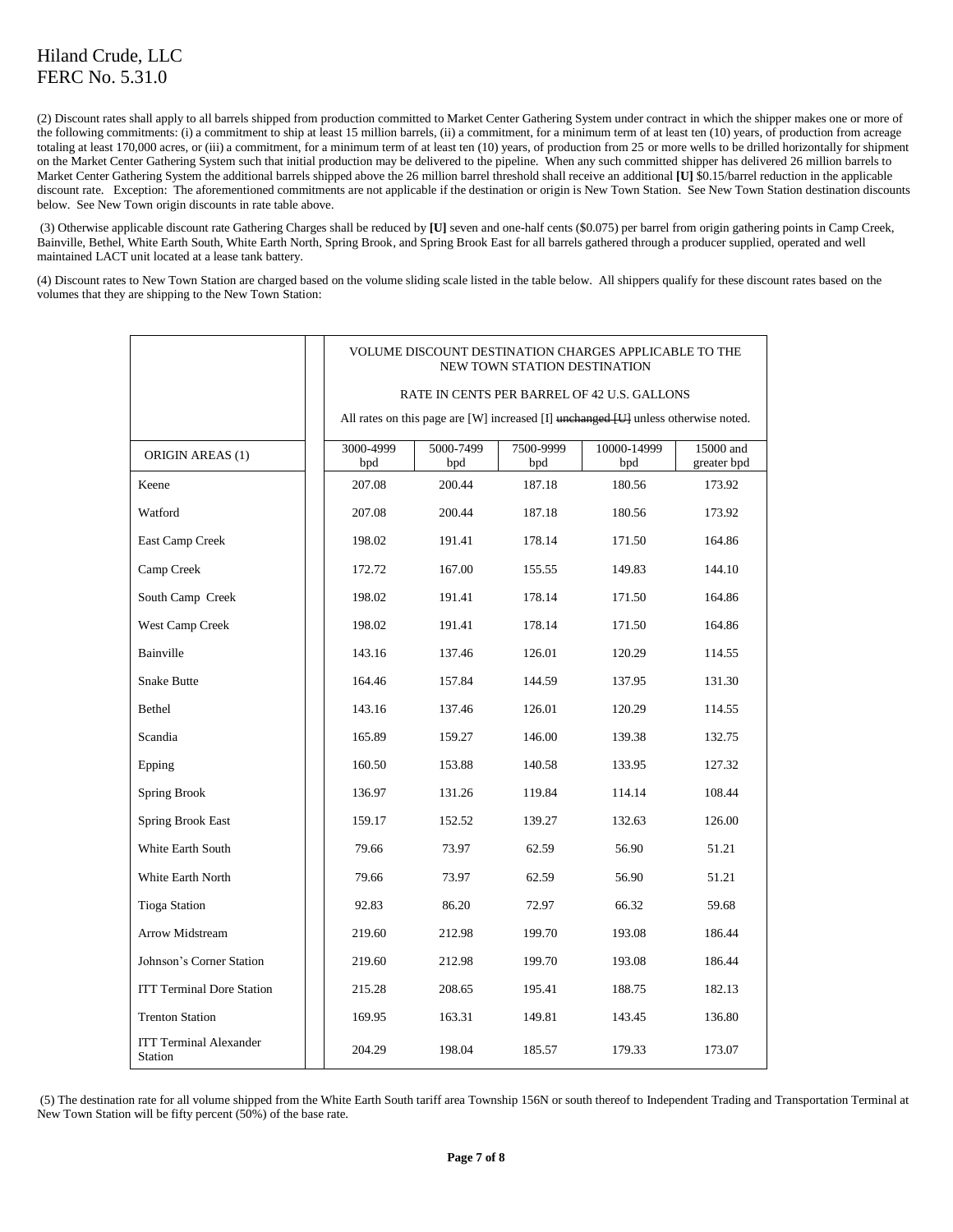Hiland Crude, LLC
FERC No. 5.31.0

(2) Discount rates shall apply to all barrels shipped from production committed to Market Center Gathering System under contract in which the shipper makes one or more of the following commitments: (i) a commitment to ship at least 15 million barrels, (ii) a commitment, for a minimum term of at least ten (10) years, of production from acreage totaling at least 170,000 acres, or (iii) a commitment, for a minimum term of at least ten (10) years, of production from 25 or more wells to be drilled horizontally for shipment on the Market Center Gathering System such that initial production may be delivered to the pipeline. When any such committed shipper has delivered 26 million barrels to Market Center Gathering System the additional barrels shipped above the 26 million barrel threshold shall receive an additional **[U]** $0.15/barrel reduction in the applicable discount rate. Exception: The aforementioned commitments are not applicable if the destination or origin is New Town Station. See New Town Station destination discounts below. See New Town origin discounts in rate table above.

(3) Otherwise applicable discount rate Gathering Charges shall be reduced by **[U]** seven and one-half cents ($0.075) per barrel from origin gathering points in Camp Creek, Bainville, Bethel, White Earth South, White Earth North, Spring Brook, and Spring Brook East for all barrels gathered through a producer supplied, operated and well maintained LACT unit located at a lease tank battery.

(4) Discount rates to New Town Station are charged based on the volume sliding scale listed in the table below. All shippers qualify for these discount rates based on the volumes that they are shipping to the New Town Station:

| | VOLUME DISCOUNT DESTINATION CHARGES APPLICABLE TO THE NEW TOWN STATION DESTINATION<br>RATE IN CENTS PER BARREL OF 42 U.S. GALLONS<br>All rates on this page are [W] increased [I] ~~unchanged [U]~~ unless otherwise noted. | | | | |
|---|---|---|---|---|---|
| ORIGIN AREAS (1) | 3000-4999 bpd | 5000-7499 bpd | 7500-9999 bpd | 10000-14999 bpd | 15000 and greater bpd |
| Keene | 207.08 | 200.44 | 187.18 | 180.56 | 173.92 |
| Watford | 207.08 | 200.44 | 187.18 | 180.56 | 173.92 |
| East Camp Creek | 198.02 | 191.41 | 178.14 | 171.50 | 164.86 |
| Camp Creek | 172.72 | 167.00 | 155.55 | 149.83 | 144.10 |
| South Camp Creek | 198.02 | 191.41 | 178.14 | 171.50 | 164.86 |
| West Camp Creek | 198.02 | 191.41 | 178.14 | 171.50 | 164.86 |
| Bainville | 143.16 | 137.46 | 126.01 | 120.29 | 114.55 |
| Snake Butte | 164.46 | 157.84 | 144.59 | 137.95 | 131.30 |
| Bethel | 143.16 | 137.46 | 126.01 | 120.29 | 114.55 |
| Scandia | 165.89 | 159.27 | 146.00 | 139.38 | 132.75 |
| Epping | 160.50 | 153.88 | 140.58 | 133.95 | 127.32 |
| Spring Brook | 136.97 | 131.26 | 119.84 | 114.14 | 108.44 |
| Spring Brook East | 159.17 | 152.52 | 139.27 | 132.63 | 126.00 |
| White Earth South | 79.66 | 73.97 | 62.59 | 56.90 | 51.21 |
| White Earth North | 79.66 | 73.97 | 62.59 | 56.90 | 51.21 |
| Tioga Station | 92.83 | 86.20 | 72.97 | 66.32 | 59.68 |
| Arrow Midstream | 219.60 | 212.98 | 199.70 | 193.08 | 186.44 |
| Johnson's Corner Station | 219.60 | 212.98 | 199.70 | 193.08 | 186.44 |
| ITT Terminal Dore Station | 215.28 | 208.65 | 195.41 | 188.75 | 182.13 |
| Trenton Station | 169.95 | 163.31 | 149.81 | 143.45 | 136.80 |
| ITT Terminal Alexander Station | 204.29 | 198.04 | 185.57 | 179.33 | 173.07 |

(5) The destination rate for all volume shipped from the White Earth South tariff area Township 156N or south thereof to Independent Trading and Transportation Terminal at New Town Station will be fifty percent (50%) of the base rate.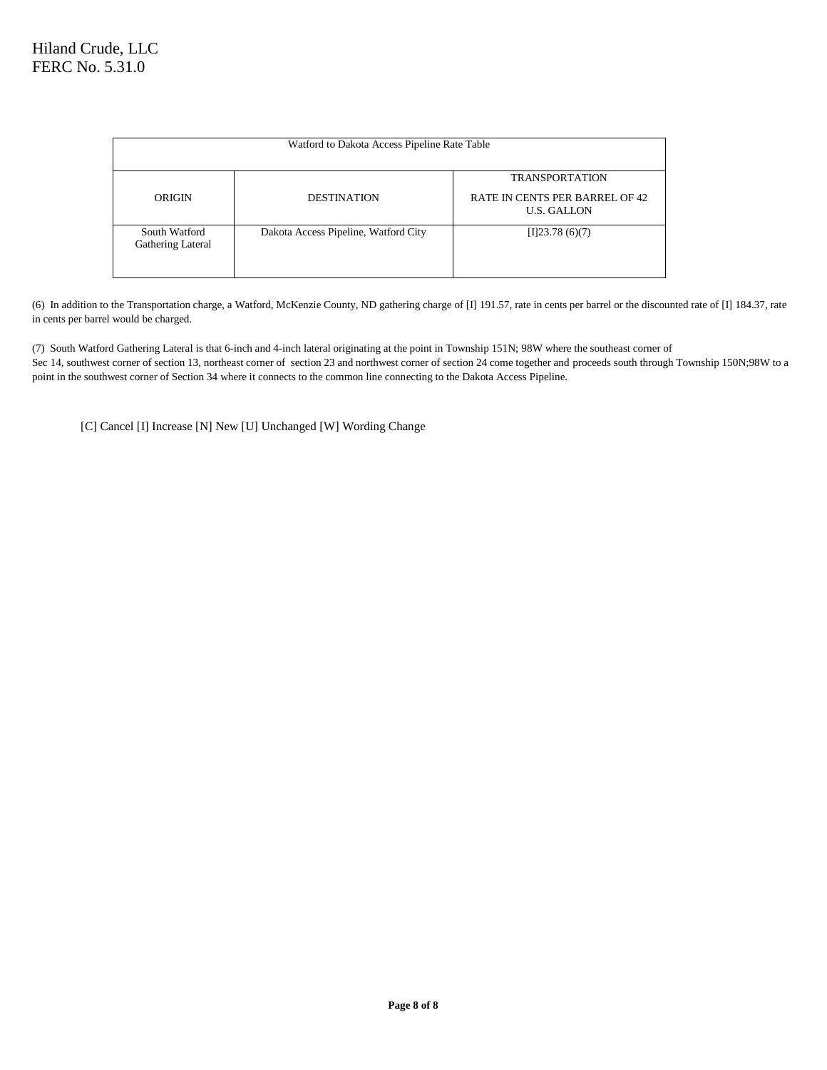Hiland Crude, LLC
FERC No. 5.31.0

| Watford to Dakota Access Pipeline Rate Table | | |
|---|---|---|
| ORIGIN | DESTINATION | TRANSPORTATION RATE IN CENTS PER BARREL OF 42 U.S. GALLON |
| South Watford Gathering Lateral | Dakota Access Pipeline, Watford City | [I]23.78 (6)(7) |

(6) In addition to the Transportation charge, a Watford, McKenzie County, ND gathering charge of [I] 191.57, rate in cents per barrel or the discounted rate of [I] 184.37, rate in cents per barrel would be charged.

(7) South Watford Gathering Lateral is that 6-inch and 4-inch lateral originating at the point in Township 151N; 98W where the southeast corner of Sec 14, southwest corner of section 13, northeast corner of section 23 and northwest corner of section 24 come together and proceeds south through Township 150N;98W to a point in the southwest corner of Section 34 where it connects to the common line connecting to the Dakota Access Pipeline.

[C] Cancel [I] Increase [N] New [U] Unchanged [W] Wording Change